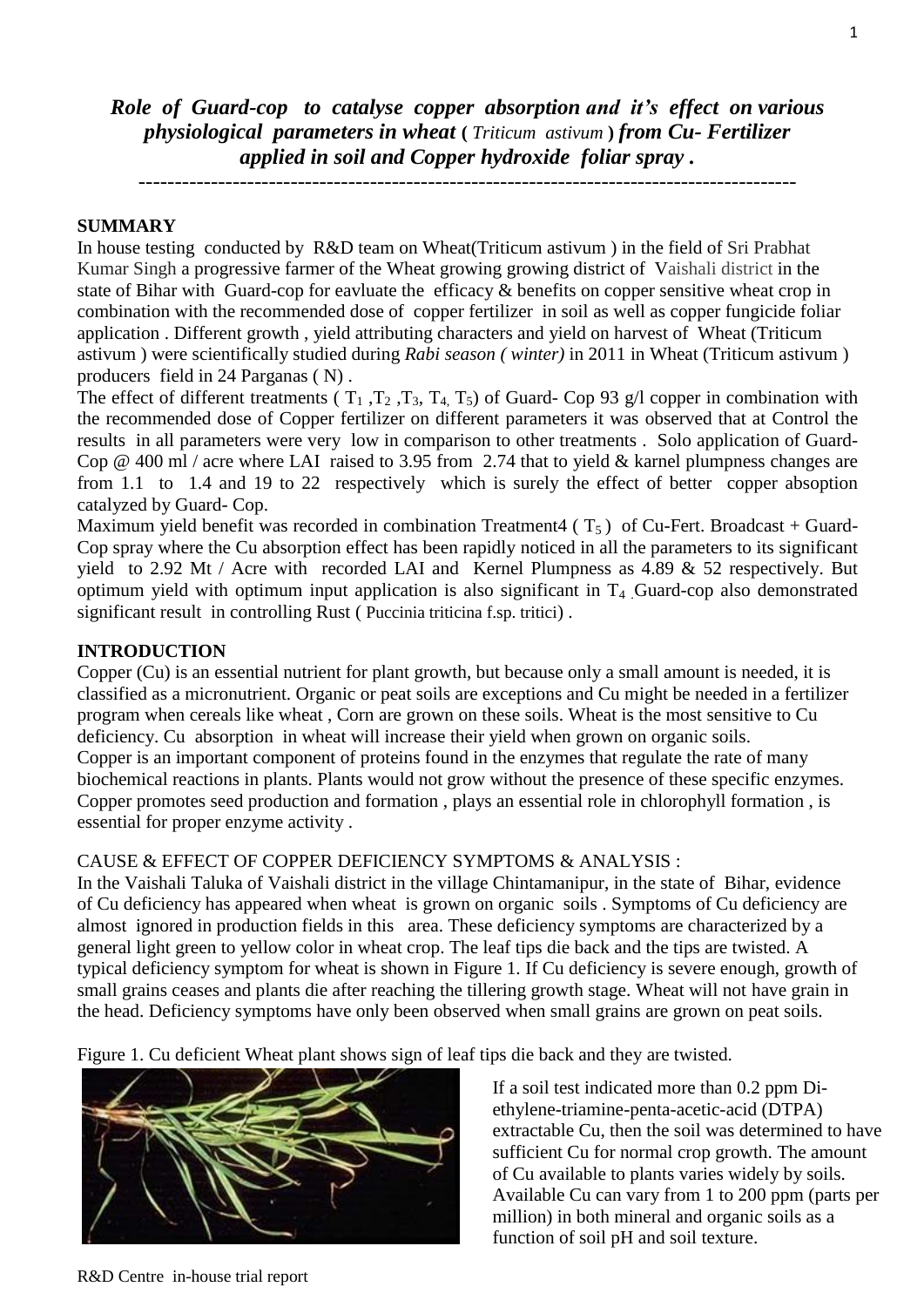# *Role of Guard-cop to catalyse copper absorption and it's effect on various physiological parameters in wheat* ( *Triticum astivum* ) *from Cu- Fertilizer applied in soil and Copper hydroxide foliar spray .*

---

## SUMMARY

In house testing conducted by R&D team on Wheat(Triticum astivum ) in the field of Sri Prabhat Kumar Singh a progressive farmer of the Wheat growing growing district of Vaishali district in the state of Bihar with Guard-cop for eavluate the efficacy & benefits on copper sensitive wheat crop in combination with the recommended dose of copper fertilizer in soil as well as copper fungicide foliar application . Different growth , yield attributing characters and yield on harvest of Wheat (Triticum astivum ) were scientifically studied during *Rabi season ( winter)* in 2011 in Wheat (Triticum astivum ) producers field in 24 Parganas ( N) .

The effect of different treatments ( $T_1$ ,$T_2$ ,$T_3$, $T_4$, $T_5$) of Guard- Cop 93 g/l copper in combination with the recommended dose of Copper fertilizer on different parameters it was observed that at Control the results in all parameters were very low in comparison to other treatments . Solo application of Guard-Cop @ 400 ml / acre where LAI raised to 3.95 from 2.74 that to yield & karnel plumpness changes are from 1.1 to 1.4 and 19 to 22 respectively which is surely the effect of better copper absoption catalyzed by Guard- Cop.

Maximum yield benefit was recorded in combination Treatment4 ( $T_5$ ) of Cu-Fert. Broadcast + Guard-Cop spray where the Cu absorption effect has been rapidly noticed in all the parameters to its significant yield to 2.92 Mt / Acre with recorded LAI and Kernel Plumpness as 4.89 & 52 respectively. But optimum yield with optimum input application is also significant in $T_4$ .Guard-cop also demonstrated significant result in controlling Rust ( Puccinia triticina f.sp. tritici) .

## INTRODUCTION

Copper (Cu) is an essential nutrient for plant growth, but because only a small amount is needed, it is classified as a micronutrient. Organic or peat soils are exceptions and Cu might be needed in a fertilizer program when cereals like wheat , Corn are grown on these soils. Wheat is the most sensitive to Cu deficiency. Cu absorption in wheat will increase their yield when grown on organic soils.

Copper is an important component of proteins found in the enzymes that regulate the rate of many biochemical reactions in plants. Plants would not grow without the presence of these specific enzymes. Copper promotes seed production and formation , plays an essential role in chlorophyll formation , is essential for proper enzyme activity .

CAUSE & EFFECT OF COPPER DEFICIENCY SYMPTOMS & ANALYSIS :

In the Vaishali Taluka of Vaishali district in the village Chintamanipur, in the state of Bihar, evidence of Cu deficiency has appeared when wheat is grown on organic soils . Symptoms of Cu deficiency are almost ignored in production fields in this area. These deficiency symptoms are characterized by a general light green to yellow color in wheat crop. The leaf tips die back and the tips are twisted. A typical deficiency symptom for wheat is shown in Figure 1. If Cu deficiency is severe enough, growth of small grains ceases and plants die after reaching the tillering growth stage. Wheat will not have grain in the head. Deficiency symptoms have only been observed when small grains are grown on peat soils.

Figure 1. Cu deficient Wheat plant shows sign of leaf tips die back and they are twisted.

If a soil test indicated more than 0.2 ppm Di-ethylene-triamine-penta-acetic-acid (DTPA) extractable Cu, then the soil was determined to have sufficient Cu for normal crop growth. The amount of Cu available to plants varies widely by soils. Available Cu can vary from 1 to 200 ppm (parts per million) in both mineral and organic soils as a function of soil pH and soil texture.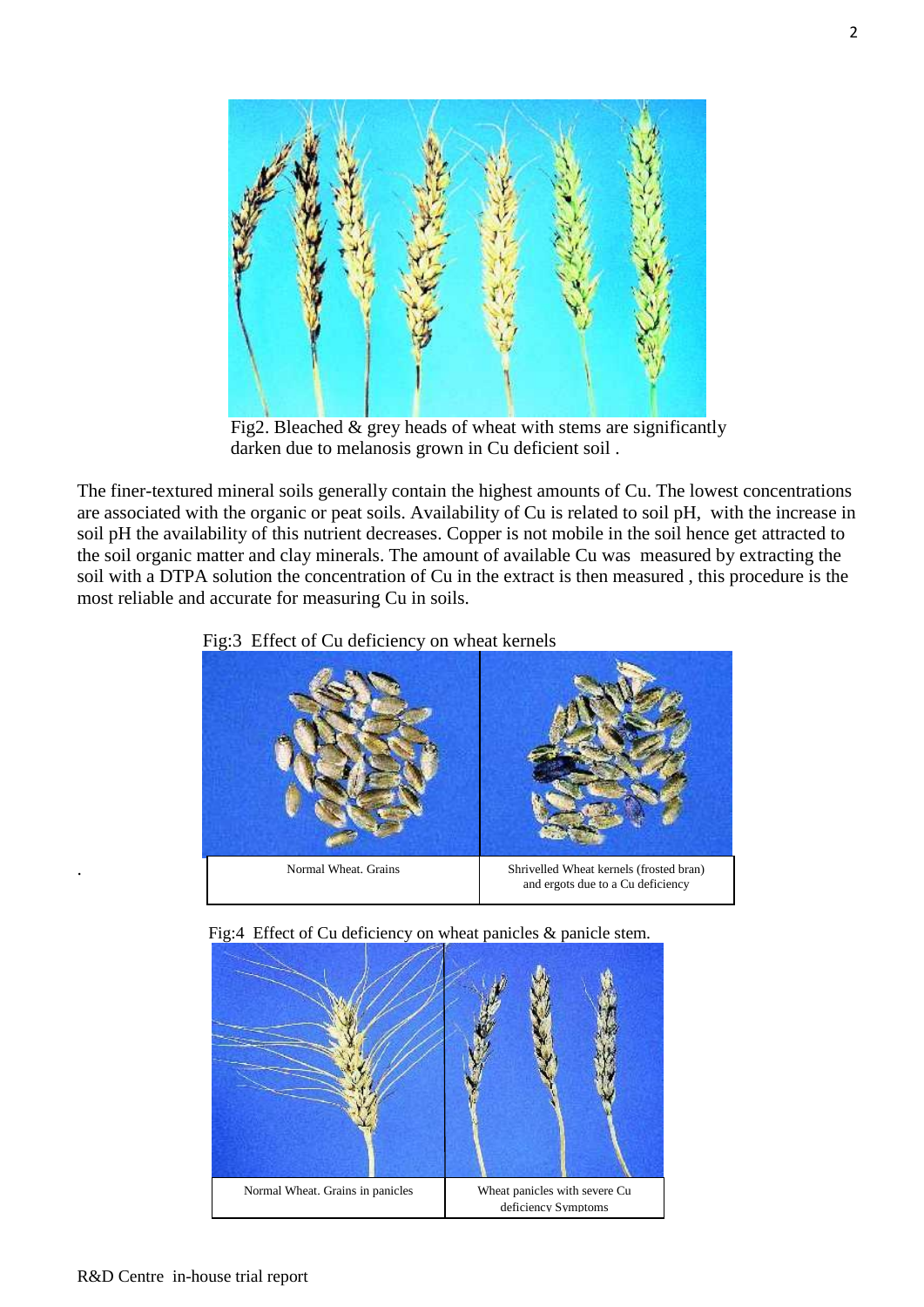Fig2. Bleached & grey heads of wheat with stems are significantly darken due to melanosis grown in Cu deficient soil .

The finer-textured mineral soils generally contain the highest amounts of Cu. The lowest concentrations are associated with the organic or peat soils. Availability of Cu is related to soil pH, with the increase in soil pH the availability of this nutrient decreases. Copper is not mobile in the soil hence get attracted to the soil organic matter and clay minerals. The amount of available Cu was measured by extracting the soil with a DTPA solution the concentration of Cu in the extract is then measured , this procedure is the most reliable and accurate for measuring Cu in soils.

Fig:3 Effect of Cu deficiency on wheat kernels

| Normal Wheat. Grains | Shrivelled Wheat kernels (frosted bran) and ergots due to a Cu deficiency |
|---|---|

Fig:4 Effect of Cu deficiency on wheat panicles & panicle stem.

| Normal Wheat. Grains in panicles | Wheat panicles with severe Cu deficiency Symptoms |
|---|---|

R&D Centre in-house trial report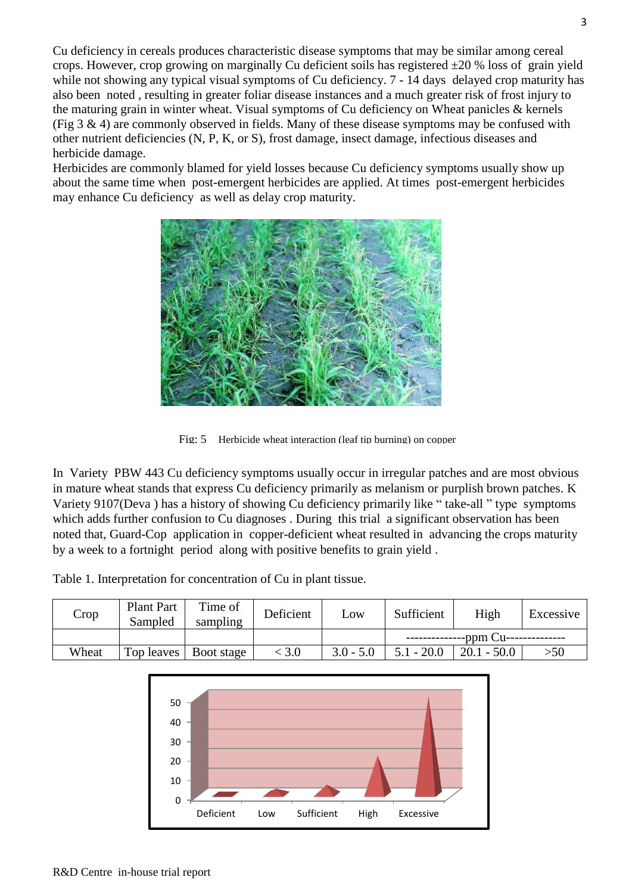Cu deficiency in cereals produces characteristic disease symptoms that may be similar among cereal crops. However, crop growing on marginally Cu deficient soils has registered ±20 % loss of grain yield while not showing any typical visual symptoms of Cu deficiency. 7 - 14 days delayed crop maturity has also been noted , resulting in greater foliar disease instances and a much greater risk of frost injury to the maturing grain in winter wheat. Visual symptoms of Cu deficiency on Wheat panicles & kernels (Fig 3 & 4) are commonly observed in fields. Many of these disease symptoms may be confused with other nutrient deficiencies (N, P, K, or S), frost damage, insect damage, infectious diseases and herbicide damage.
Herbicides are commonly blamed for yield losses because Cu deficiency symptoms usually show up about the same time when post-emergent herbicides are applied. At times post-emergent herbicides may enhance Cu deficiency as well as delay crop maturity.

Fig: 5 Herbicide wheat interaction (leaf tip burning) on copper

In Variety PBW 443 Cu deficiency symptoms usually occur in irregular patches and are most obvious in mature wheat stands that express Cu deficiency primarily as melanism or purplish brown patches. K Variety 9107(Deva ) has a history of showing Cu deficiency primarily like " take-all " type symptoms which adds further confusion to Cu diagnoses . During this trial a significant observation has been noted that, Guard-Cop application in copper-deficient wheat resulted in advancing the crops maturity by a week to a fortnight period along with positive benefits to grain yield .

Table 1. Interpretation for concentration of Cu in plant tissue.

| Crop | Plant Part Sampled | Time of sampling | Deficient | Low | Sufficient | High | Excessive |
|---|---|---|---|---|---|---|---|
| | | | | | --------------ppm Cu-------------- | | |
| Wheat | Top leaves | Boot stage | < 3.0 | 3.0 - 5.0 | 5.1 - 20.0 | 20.1 - 50.0 | >50 |

R&D Centre in-house trial report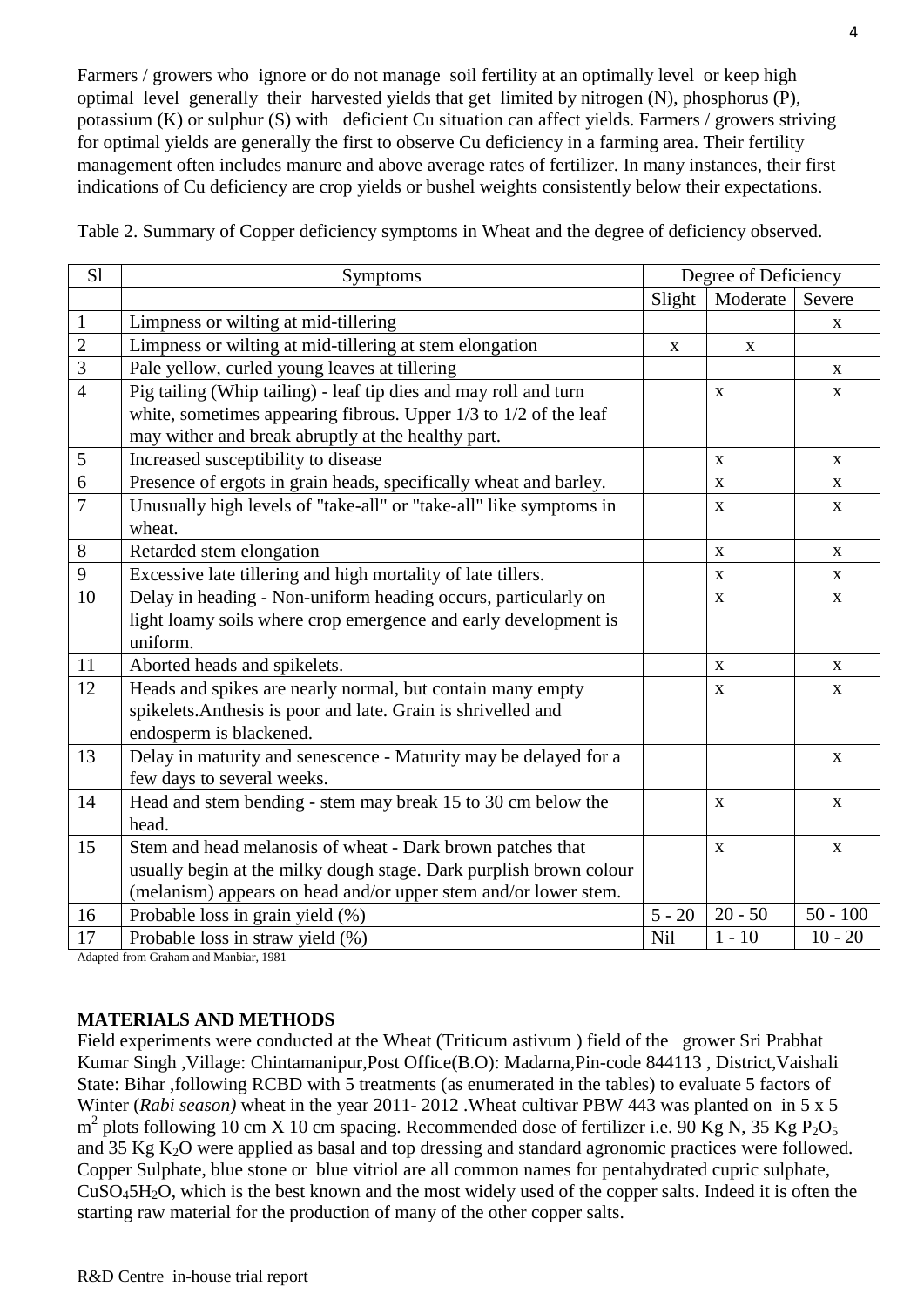Farmers / growers who ignore or do not manage soil fertility at an optimally level or keep high optimal level generally their harvested yields that get limited by nitrogen (N), phosphorus (P), potassium (K) or sulphur (S) with deficient Cu situation can affect yields. Farmers / growers striving for optimal yields are generally the first to observe Cu deficiency in a farming area. Their fertility management often includes manure and above average rates of fertilizer. In many instances, their first indications of Cu deficiency are crop yields or bushel weights consistently below their expectations.

Table 2. Summary of Copper deficiency symptoms in Wheat and the degree of deficiency observed.

| Sl | Symptoms | Degree of Deficiency | | |
|---|---|---|---|---|
| | | Slight | Moderate | Severe |
| 1 | Limpness or wilting at mid-tillering | | | x |
| 2 | Limpness or wilting at mid-tillering at stem elongation | x | x | |
| 3 | Pale yellow, curled young leaves at tillering | | | x |
| 4 | Pig tailing (Whip tailing) - leaf tip dies and may roll and turn white, sometimes appearing fibrous. Upper 1/3 to 1/2 of the leaf may wither and break abruptly at the healthy part. | | x | x |
| 5 | Increased susceptibility to disease | | x | x |
| 6 | Presence of ergots in grain heads, specifically wheat and barley. | | x | x |
| 7 | Unusually high levels of "take-all" or "take-all" like symptoms in wheat. | | x | x |
| 8 | Retarded stem elongation | | x | x |
| 9 | Excessive late tillering and high mortality of late tillers. | | x | x |
| 10 | Delay in heading - Non-uniform heading occurs, particularly on light loamy soils where crop emergence and early development is uniform. | | x | x |
| 11 | Aborted heads and spikelets. | | x | x |
| 12 | Heads and spikes are nearly normal, but contain many empty spikelets.Anthesis is poor and late. Grain is shrivelled and endosperm is blackened. | | x | x |
| 13 | Delay in maturity and senescence - Maturity may be delayed for a few days to several weeks. | | | x |
| 14 | Head and stem bending - stem may break 15 to 30 cm below the head. | | x | x |
| 15 | Stem and head melanosis of wheat - Dark brown patches that usually begin at the milky dough stage. Dark purplish brown colour (melanism) appears on head and/or upper stem and/or lower stem. | | x | x |
| 16 | Probable loss in grain yield (%) | 5 - 20 | 20 - 50 | 50 - 100 |
| 17 | Probable loss in straw yield (%) | Nil | 1 - 10 | 10 - 20 |

Adapted from Graham and Manbiar, 1981

## MATERIALS AND METHODS

Field experiments were conducted at the Wheat (Triticum astivum ) field of the grower Sri Prabhat Kumar Singh ,Village: Chintamanipur,Post Office(B.O): Madarna,Pin-code 844113 , District,Vaishali State: Bihar ,following RCBD with 5 treatments (as enumerated in the tables) to evaluate 5 factors of Winter (*Rabi season)* wheat in the year 2011- 2012 .Wheat cultivar PBW 443 was planted on in 5 x 5 $m^2$ plots following 10 cm X 10 cm spacing. Recommended dose of fertilizer i.e. 90 Kg N, 35 Kg $P_2O_5$ and 35 Kg $K_2O$ were applied as basal and top dressing and standard agronomic practices were followed. Copper Sulphate, blue stone or blue vitriol are all common names for pentahydrated cupric sulphate, $CuSO_45H_2O$, which is the best known and the most widely used of the copper salts. Indeed it is often the starting raw material for the production of many of the other copper salts.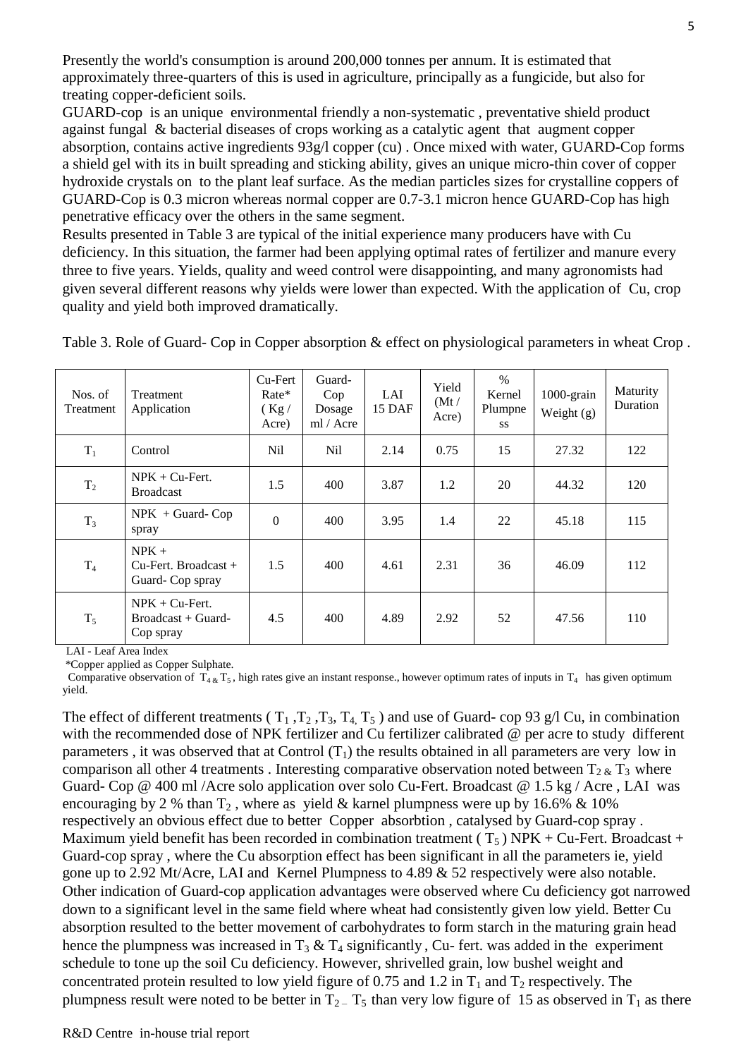Presently the world's consumption is around 200,000 tonnes per annum. It is estimated that approximately three-quarters of this is used in agriculture, principally as a fungicide, but also for treating copper-deficient soils.

GUARD-cop is an unique environmental friendly a non-systematic , preventative shield product against fungal & bacterial diseases of crops working as a catalytic agent that augment copper absorption, contains active ingredients 93g/l copper (cu) . Once mixed with water, GUARD-Cop forms a shield gel with its in built spreading and sticking ability, gives an unique micro-thin cover of copper hydroxide crystals on to the plant leaf surface. As the median particles sizes for crystalline coppers of GUARD-Cop is 0.3 micron whereas normal copper are 0.7-3.1 micron hence GUARD-Cop has high penetrative efficacy over the others in the same segment.

Results presented in Table 3 are typical of the initial experience many producers have with Cu deficiency. In this situation, the farmer had been applying optimal rates of fertilizer and manure every three to five years. Yields, quality and weed control were disappointing, and many agronomists had given several different reasons why yields were lower than expected. With the application of Cu, crop quality and yield both improved dramatically.

Table 3. Role of Guard- Cop in Copper absorption & effect on physiological parameters in wheat Crop .

| Nos. of Treatment | Treatment Application | Cu-Fert Rate* ( Kg / Acre) | Guard-Cop Dosage ml / Acre | LAI 15 DAF | Yield (Mt / Acre) | % Kernel Plumpness | 1000-grain Weight (g) | Maturity Duration |
|---|---|---|---|---|---|---|---|---|
| $T_1$ | Control | Nil | Nil | 2.14 | 0.75 | 15 | 27.32 | 122 |
| $T_2$ | NPK + Cu-Fert. Broadcast | 1.5 | 400 | 3.87 | 1.2 | 20 | 44.32 | 120 |
| $T_3$ | NPK + Guard- Cop spray | 0 | 400 | 3.95 | 1.4 | 22 | 45.18 | 115 |
| $T_4$ | NPK + Cu-Fert. Broadcast + Guard- Cop spray | 1.5 | 400 | 4.61 | 2.31 | 36 | 46.09 | 112 |
| $T_5$ | NPK + Cu-Fert. Broadcast + Guard- Cop spray | 4.5 | 400 | 4.89 | 2.92 | 52 | 47.56 | 110 |

LAI - Leaf Area Index

*Copper applied as Copper Sulphate.

Comparative observation of $T_4$ & $T_5$ , high rates give an instant response., however optimum rates of inputs in $T_4$ has given optimum yield.

The effect of different treatments ( $T_1$ ,$T_2$ ,$T_3$, $T_4$, $T_5$ ) and use of Guard- cop 93 g/l Cu, in combination with the recommended dose of NPK fertilizer and Cu fertilizer calibrated @ per acre to study different parameters , it was observed that at Control ($T_1$) the results obtained in all parameters are very low in comparison all other 4 treatments . Interesting comparative observation noted between $T_2$ & $T_3$ where Guard- Cop @ 400 ml /Acre solo application over solo Cu-Fert. Broadcast @ 1.5 kg / Acre , LAI was encouraging by 2 % than $T_2$ , where as yield & karnel plumpness were up by 16.6% & 10% respectively an obvious effect due to better Copper absorbtion , catalysed by Guard-cop spray . Maximum yield benefit has been recorded in combination treatment ( $T_5$ ) NPK + Cu-Fert. Broadcast + Guard-cop spray , where the Cu absorption effect has been significant in all the parameters ie, yield gone up to 2.92 Mt/Acre, LAI and Kernel Plumpness to 4.89 & 52 respectively were also notable. Other indication of Guard-cop application advantages were observed where Cu deficiency got narrowed down to a significant level in the same field where wheat had consistently given low yield. Better Cu absorption resulted to the better movement of carbohydrates to form starch in the maturing grain head hence the plumpness was increased in $T_3$ & $T_4$ significantly , Cu- fert. was added in the experiment schedule to tone up the soil Cu deficiency. However, shrivelled grain, low bushel weight and concentrated protein resulted to low yield figure of 0.75 and 1.2 in $T_1$ and $T_2$ respectively. The plumpness result were noted to be better in $T_2$ – $T_5$ than very low figure of 15 as observed in $T_1$ as there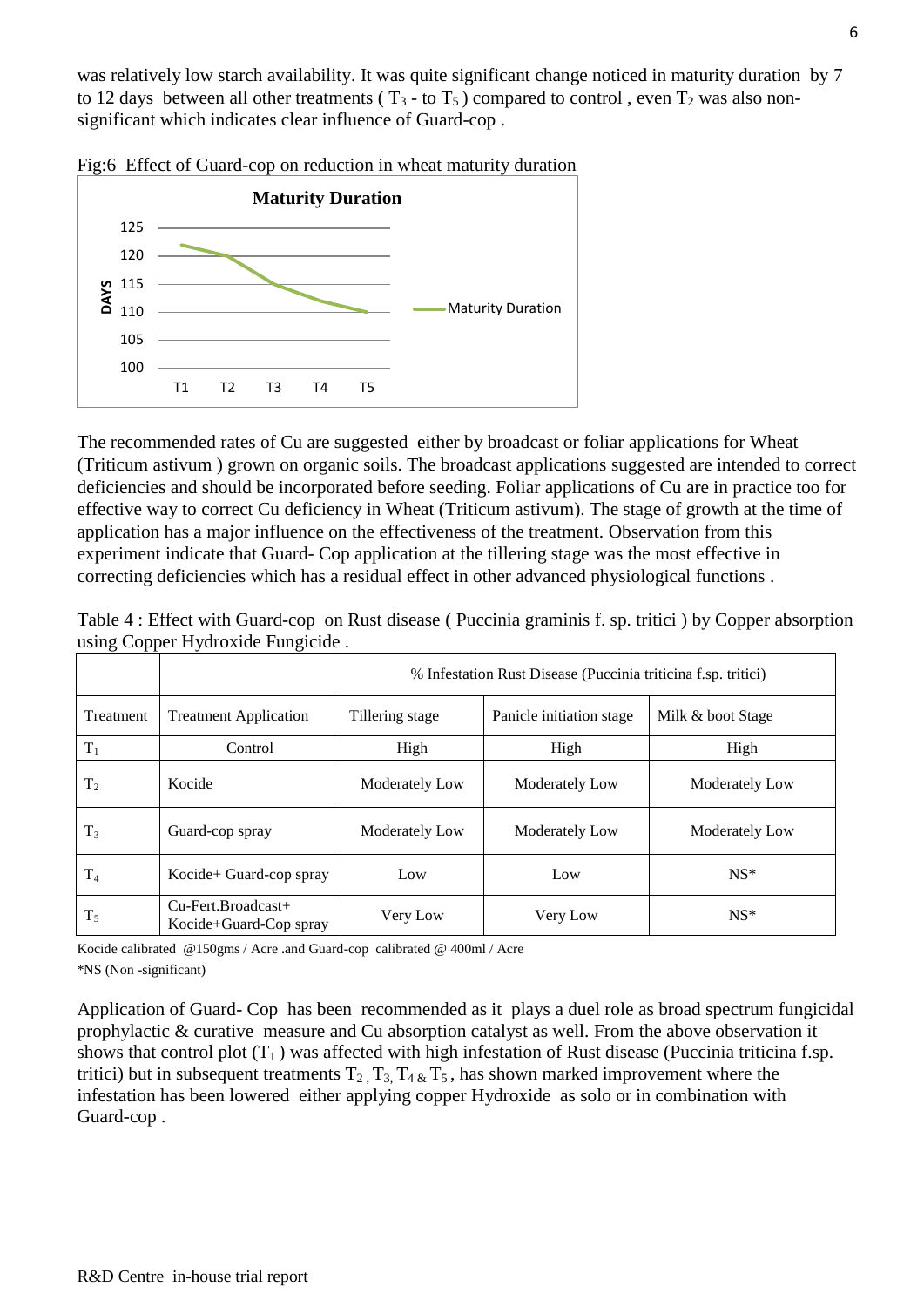was relatively low starch availability. It was quite significant change noticed in maturity duration by 7 to 12 days between all other treatments ( $T_3$ - to $T_5$ ) compared to control , even $T_2$ was also non-significant which indicates clear influence of Guard-cop .

Fig:6 Effect of Guard-cop on reduction in wheat maturity duration

The recommended rates of Cu are suggested either by broadcast or foliar applications for Wheat (Triticum astivum ) grown on organic soils. The broadcast applications suggested are intended to correct deficiencies and should be incorporated before seeding. Foliar applications of Cu are in practice too for effective way to correct Cu deficiency in Wheat (Triticum astivum). The stage of growth at the time of application has a major influence on the effectiveness of the treatment. Observation from this experiment indicate that Guard- Cop application at the tillering stage was the most effective in correcting deficiencies which has a residual effect in other advanced physiological functions .

Table 4 : Effect with Guard-cop on Rust disease ( Puccinia graminis f. sp. tritici ) by Copper absorption using Copper Hydroxide Fungicide .

| | | % Infestation Rust Disease (Puccinia triticina f.sp. tritici) | | |
|---|---|---|---|---|
| Treatment | Treatment Application | Tillering stage | Panicle initiation stage | Milk & boot Stage |
| $T_1$ | Control | High | High | High |
| $T_2$ | Kocide | Moderately Low | Moderately Low | Moderately Low |
| $T_3$ | Guard-cop spray | Moderately Low | Moderately Low | Moderately Low |
| $T_4$ | Kocide+ Guard-cop spray | Low | Low | NS* |
| $T_5$ | Cu-Fert.Broadcast+ Kocide+Guard-Cop spray | Very Low | Very Low | NS* |

Kocide calibrated @150gms / Acre .and Guard-cop calibrated @ 400ml / Acre

*NS (Non -significant)

Application of Guard- Cop has been recommended as it plays a duel role as broad spectrum fungicidal prophylactic & curative measure and Cu absorption catalyst as well. From the above observation it shows that control plot ($T_1$ ) was affected with high infestation of Rust disease (Puccinia triticina f.sp. tritici) but in subsequent treatments $T_2$ , $T_3$, $T_4$ & $T_5$ , has shown marked improvement where the infestation has been lowered either applying copper Hydroxide as solo or in combination with Guard-cop .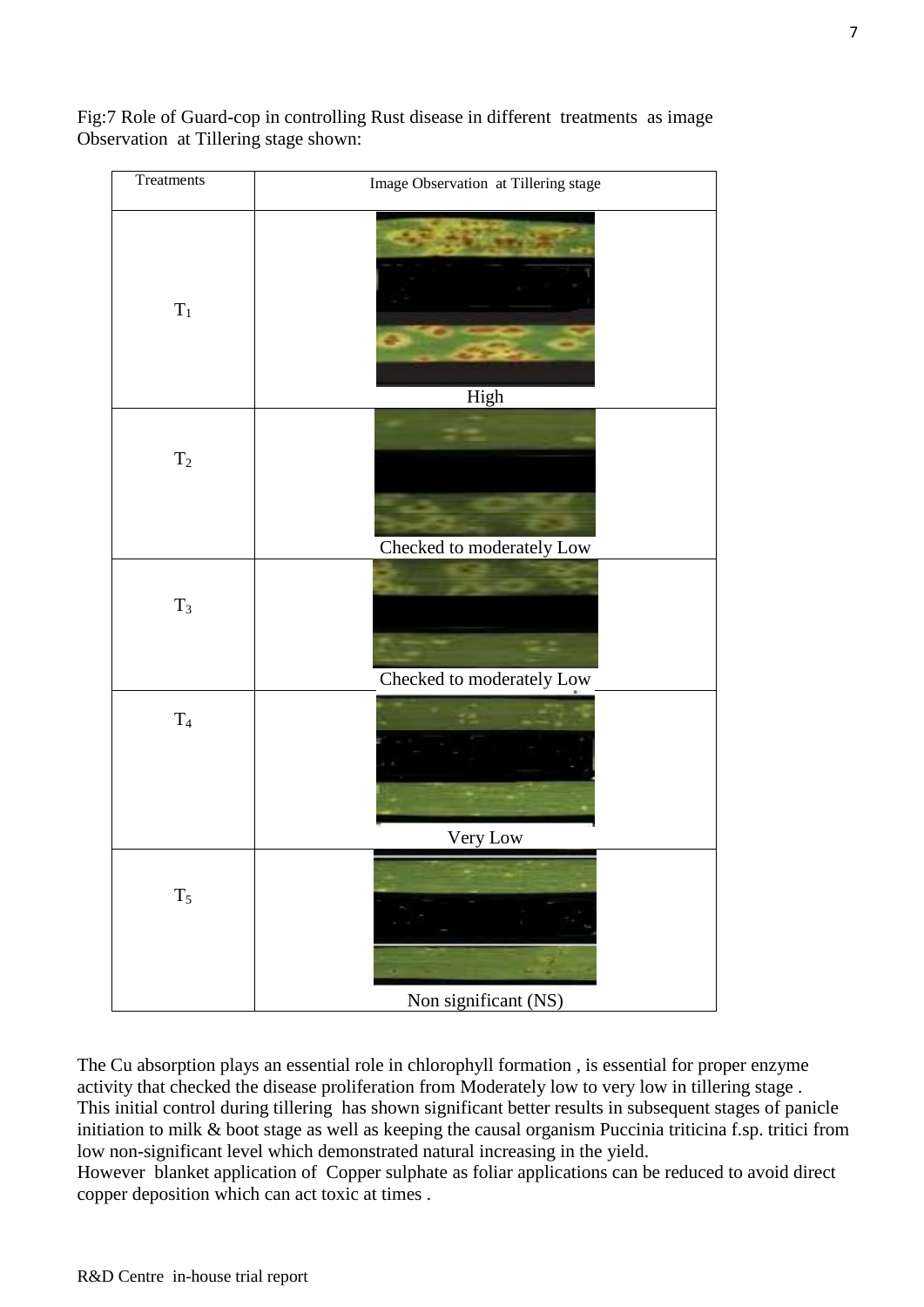Fig:7 Role of Guard-cop in controlling Rust disease in different treatments as image Observation at Tillering stage shown:

| Treatments | Image Observation at Tillering stage |
| --- | --- |
| $T_1$ | High |
| $T_2$ | Checked to moderately Low |
| $T_3$ | Checked to moderately Low |
| $T_4$ | Very Low |
| $T_5$ | Non significant (NS) |

The Cu absorption plays an essential role in chlorophyll formation , is essential for proper enzyme activity that checked the disease proliferation from Moderately low to very low in tillering stage . This initial control during tillering has shown significant better results in subsequent stages of panicle initiation to milk & boot stage as well as keeping the causal organism Puccinia triticina f.sp. tritici from low non-significant level which demonstrated natural increasing in the yield.

However blanket application of Copper sulphate as foliar applications can be reduced to avoid direct copper deposition which can act toxic at times .

R&D Centre in-house trial report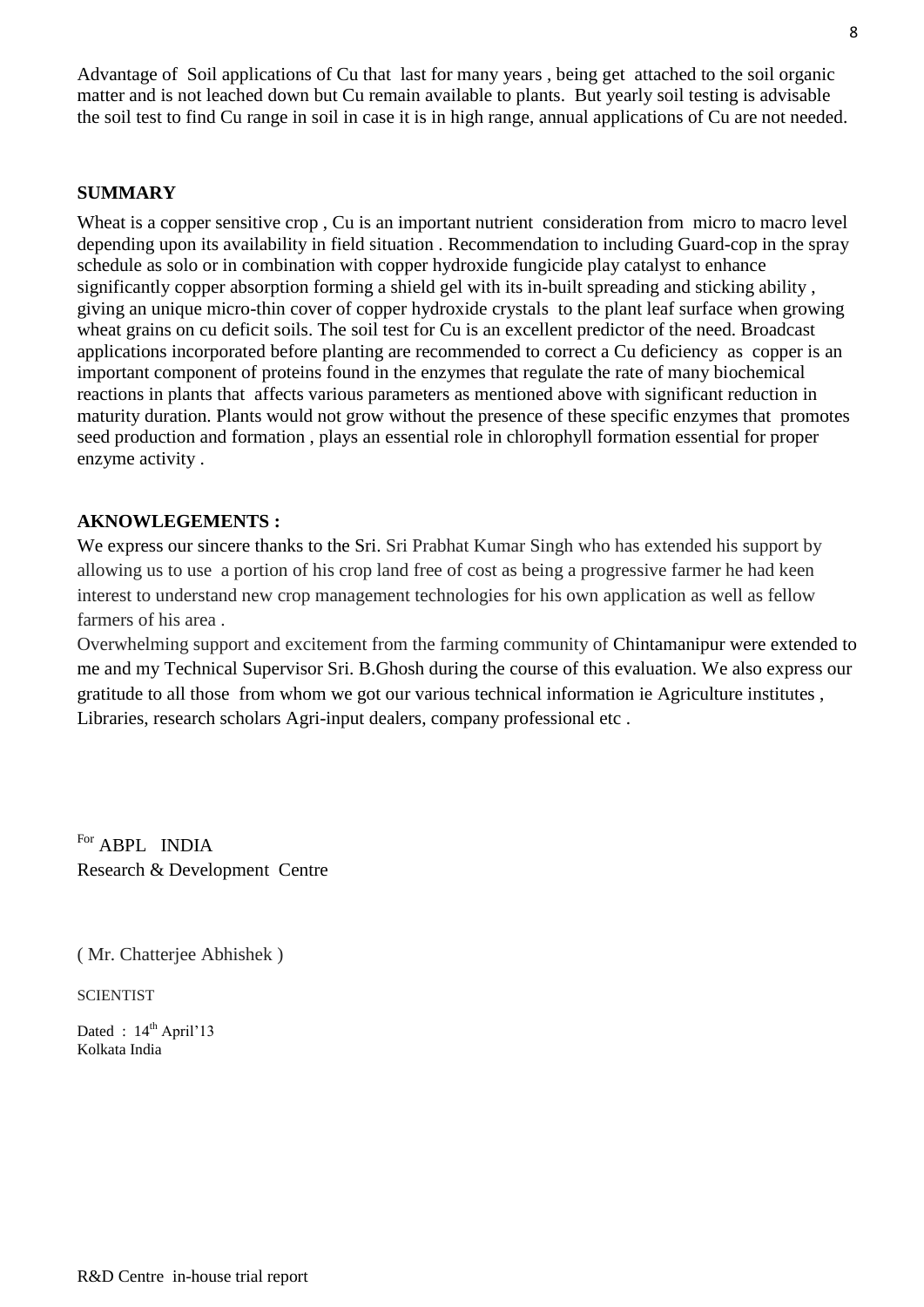Advantage of Soil applications of Cu that last for many years , being get attached to the soil organic matter and is not leached down but Cu remain available to plants. But yearly soil testing is advisable the soil test to find Cu range in soil in case it is in high range, annual applications of Cu are not needed.

**SUMMARY**

Wheat is a copper sensitive crop , Cu is an important nutrient consideration from micro to macro level depending upon its availability in field situation . Recommendation to including Guard-cop in the spray schedule as solo or in combination with copper hydroxide fungicide play catalyst to enhance significantly copper absorption forming a shield gel with its in-built spreading and sticking ability , giving an unique micro-thin cover of copper hydroxide crystals to the plant leaf surface when growing wheat grains on cu deficit soils. The soil test for Cu is an excellent predictor of the need. Broadcast applications incorporated before planting are recommended to correct a Cu deficiency as copper is an important component of proteins found in the enzymes that regulate the rate of many biochemical reactions in plants that affects various parameters as mentioned above with significant reduction in maturity duration. Plants would not grow without the presence of these specific enzymes that promotes seed production and formation , plays an essential role in chlorophyll formation essential for proper enzyme activity .

**AKNOWLEGEMENTS :**

We express our sincere thanks to the Sri. Sri Prabhat Kumar Singh who has extended his support by allowing us to use a portion of his crop land free of cost as being a progressive farmer he had keen interest to understand new crop management technologies for his own application as well as fellow farmers of his area .

Overwhelming support and excitement from the farming community of Chintamanipur were extended to me and my Technical Supervisor Sri. B.Ghosh during the course of this evaluation. We also express our gratitude to all those from whom we got our various technical information ie Agriculture institutes , Libraries, research scholars Agri-input dealers, company professional etc .

For ABPL INDIA
Research & Development Centre

( Mr. Chatterjee Abhishek )

SCIENTIST

Dated : 14th April'13
Kolkata India

R&D Centre in-house trial report